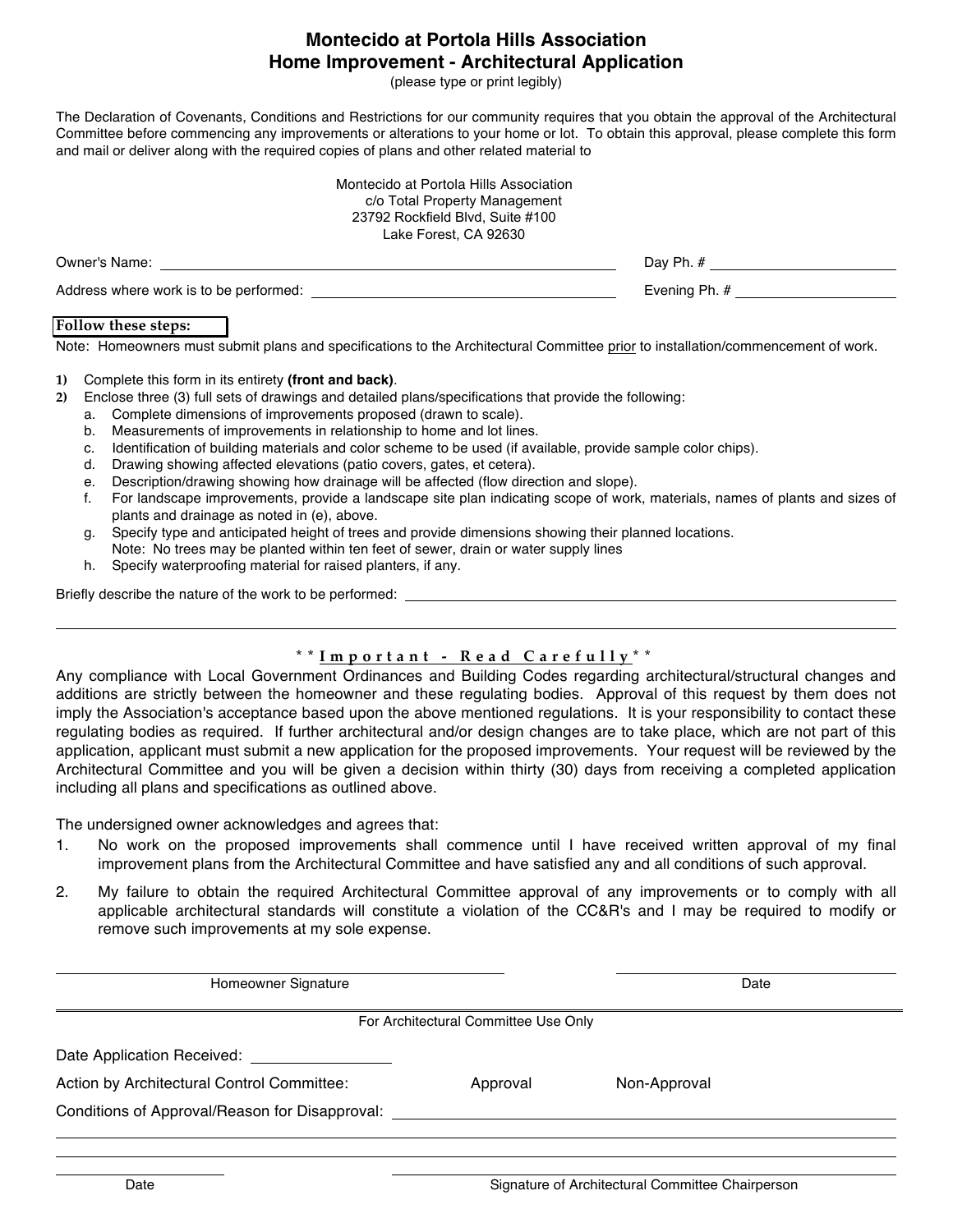# Montecido at Portola Hills Association
## Home Improvement - Architectural Application

(please type or print legibly)

The Declaration of Covenants, Conditions and Restrictions for our community requires that you obtain the approval of the Architectural Committee before commencing any improvements or alterations to your home or lot. To obtain this approval, please complete this form and mail or deliver along with the required copies of plans and other related material to

Montecido at Portola Hills Association
c/o Total Property Management
23792 Rockfield Blvd, Suite #100
Lake Forest, CA 92630

Owner's Name: ______________________________ Day Ph. # ______________

Address where work is to be performed: ______________________________ Evening Ph. # ______________

**Follow these steps:**

Note: Homeowners must submit plans and specifications to the Architectural Committee prior to installation/commencement of work.

1) Complete this form in its entirety **(front and back)**.
2) Enclose three (3) full sets of drawings and detailed plans/specifications that provide the following:
   a. Complete dimensions of improvements proposed (drawn to scale).
   b. Measurements of improvements in relationship to home and lot lines.
   c. Identification of building materials and color scheme to be used (if available, provide sample color chips).
   d. Drawing showing affected elevations (patio covers, gates, et cetera).
   e. Description/drawing showing how drainage will be affected (flow direction and slope).
   f. For landscape improvements, provide a landscape site plan indicating scope of work, materials, names of plants and sizes of plants and drainage as noted in (e), above.
   g. Specify type and anticipated height of trees and provide dimensions showing their planned locations.
      Note: No trees may be planted within ten feet of sewer, drain or water supply lines
   h. Specify waterproofing material for raised planters, if any.

Briefly describe the nature of the work to be performed: ______________________________

______________________________________________________________

**\*\*Important - Read Carefully\*\***

Any compliance with Local Government Ordinances and Building Codes regarding architectural/structural changes and additions are strictly between the homeowner and these regulating bodies. Approval of this request by them does not imply the Association's acceptance based upon the above mentioned regulations. It is your responsibility to contact these regulating bodies as required. If further architectural and/or design changes are to take place, which are not part of this application, applicant must submit a new application for the proposed improvements. Your request will be reviewed by the Architectural Committee and you will be given a decision within thirty (30) days from receiving a completed application including all plans and specifications as outlined above.

The undersigned owner acknowledges and agrees that:

1. No work on the proposed improvements shall commence until I have received written approval of my final improvement plans from the Architectural Committee and have satisfied any and all conditions of such approval.
2. My failure to obtain the required Architectural Committee approval of any improvements or to comply with all applicable architectural standards will constitute a violation of the CC&R's and I may be required to modify or remove such improvements at my sole expense.

______________________________ ______________
Homeowner Signature Date

For Architectural Committee Use Only

Date Application Received: ______________

Action by Architectural Control Committee: Approval Non-Approval

Conditions of Approval/Reason for Disapproval: ______________________________

______________________________________________________________

______________________________________________________________

______________ ______________________________
Date Signature of Architectural Committee Chairperson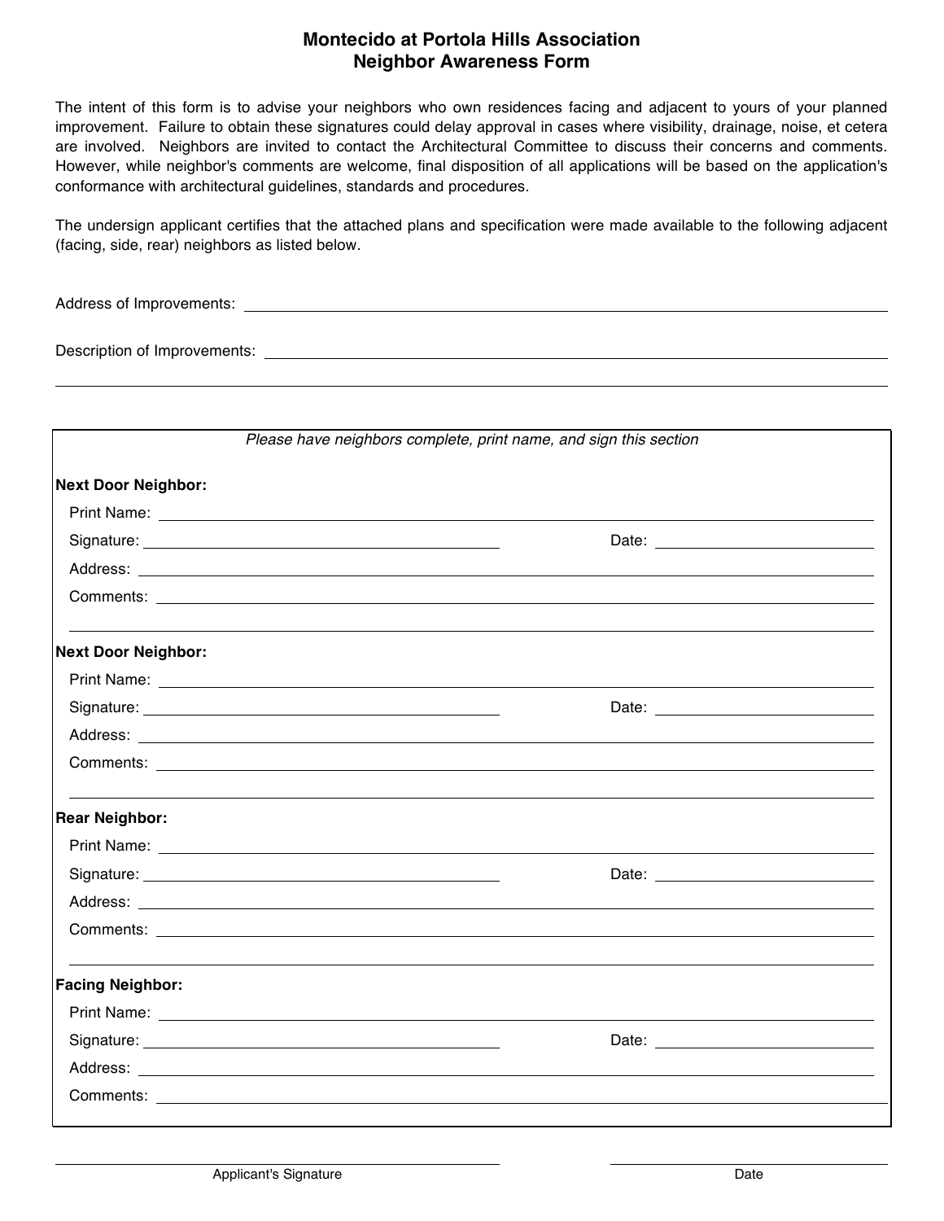# Montecido at Portola Hills Association
## Neighbor Awareness Form

The intent of this form is to advise your neighbors who own residences facing and adjacent to yours of your planned improvement. Failure to obtain these signatures could delay approval in cases where visibility, drainage, noise, et cetera are involved. Neighbors are invited to contact the Architectural Committee to discuss their concerns and comments. However, while neighbor's comments are welcome, final disposition of all applications will be based on the application's conformance with architectural guidelines, standards and procedures.

The undersign applicant certifies that the attached plans and specification were made available to the following adjacent (facing, side, rear) neighbors as listed below.

Address of Improvements: ______________________________

Description of Improvements: ______________________________

______________________________

*Please have neighbors complete, print name, and sign this section*

**Next Door Neighbor:**

Print Name: ______________________________

Signature: ______________________________ Date: ______________

Address: ______________________________

Comments: ______________________________

______________________________

**Next Door Neighbor:**

Print Name: ______________________________

Signature: ______________________________ Date: ______________

Address: ______________________________

Comments: ______________________________

______________________________

**Rear Neighbor:**

Print Name: ______________________________

Signature: ______________________________ Date: ______________

Address: ______________________________

Comments: ______________________________

______________________________

**Facing Neighbor:**

Print Name: ______________________________

Signature: ______________________________ Date: ______________

Address: ______________________________

Comments: ______________________________

______________________________ ______________
Applicant's Signature Date